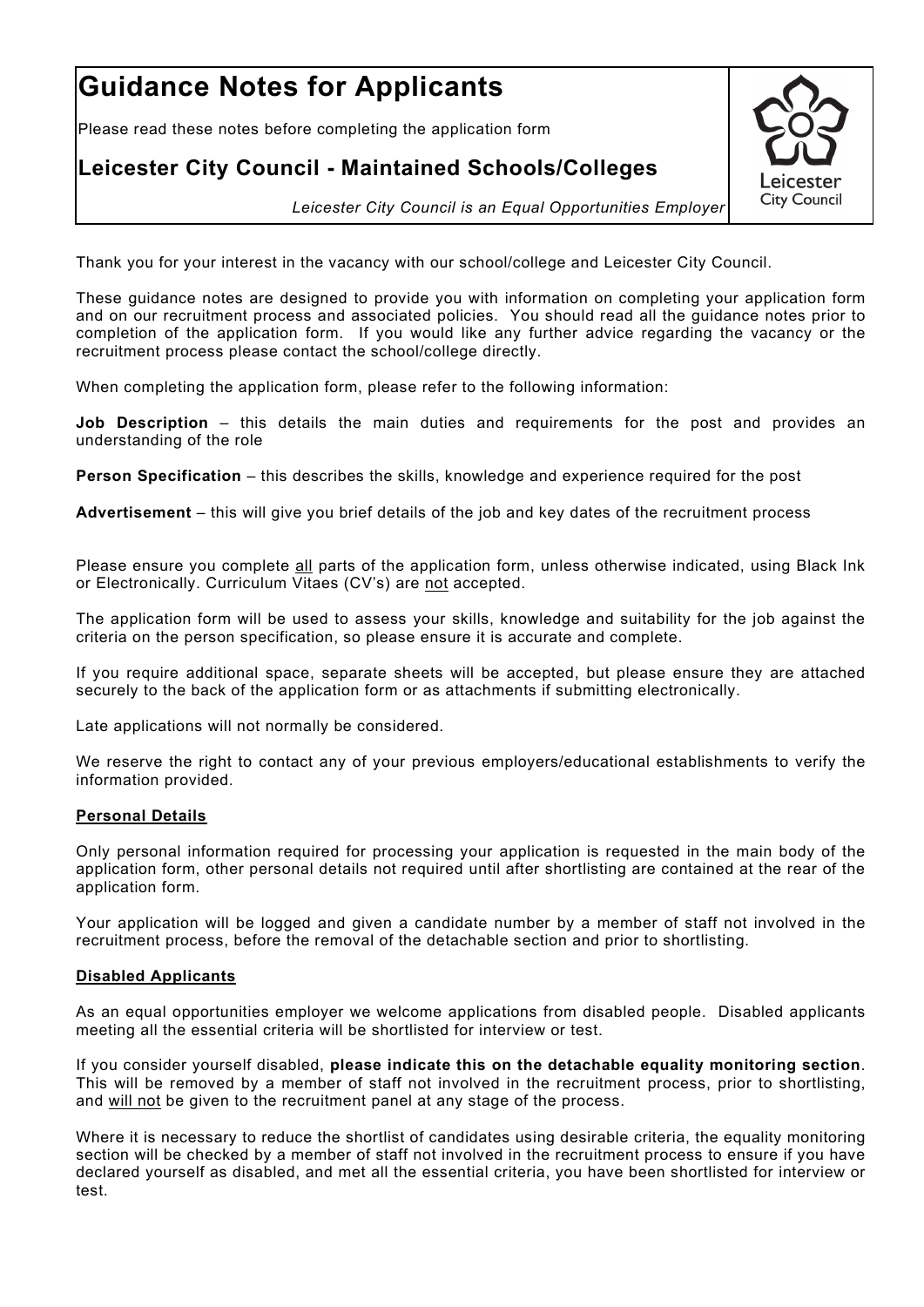# Guidance Notes for Applicants

Please read these notes before completing the application form

## Leicester City Council - Maintained Schools/Colleges

*Leicester City Council is an Equal Opportunities Employer*

Thank you for your interest in the vacancy with our school/college and Leicester City Council.

These guidance notes are designed to provide you with information on completing your application form and on our recruitment process and associated policies. You should read all the guidance notes prior to completion of the application form. If you would like any further advice regarding the vacancy or the recruitment process please contact the school/college directly.

When completing the application form, please refer to the following information:

**Job Description** – this details the main duties and requirements for the post and provides an understanding of the role

**Person Specification** – this describes the skills, knowledge and experience required for the post

**Advertisement** – this will give you brief details of the job and key dates of the recruitment process

Please ensure you complete all parts of the application form, unless otherwise indicated, using Black Ink or Electronically. Curriculum Vitaes (CV's) are not accepted.

The application form will be used to assess your skills, knowledge and suitability for the job against the criteria on the person specification, so please ensure it is accurate and complete.

If you require additional space, separate sheets will be accepted, but please ensure they are attached securely to the back of the application form or as attachments if submitting electronically.

Late applications will not normally be considered.

We reserve the right to contact any of your previous employers/educational establishments to verify the information provided.

### Personal Details

Only personal information required for processing your application is requested in the main body of the application form, other personal details not required until after shortlisting are contained at the rear of the application form.

Your application will be logged and given a candidate number by a member of staff not involved in the recruitment process, before the removal of the detachable section and prior to shortlisting.

### Disabled Applicants

As an equal opportunities employer we welcome applications from disabled people. Disabled applicants meeting all the essential criteria will be shortlisted for interview or test.

If you consider yourself disabled, **please indicate this on the detachable equality monitoring section**. This will be removed by a member of staff not involved in the recruitment process, prior to shortlisting, and will not be given to the recruitment panel at any stage of the process.

Where it is necessary to reduce the shortlist of candidates using desirable criteria, the equality monitoring section will be checked by a member of staff not involved in the recruitment process to ensure if you have declared yourself as disabled, and met all the essential criteria, you have been shortlisted for interview or test.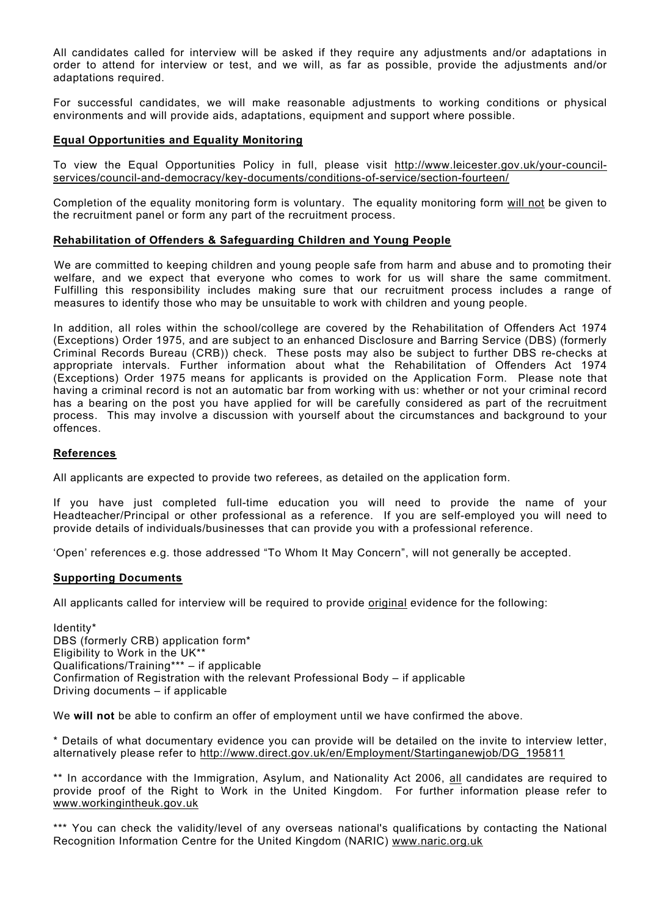All candidates called for interview will be asked if they require any adjustments and/or adaptations in order to attend for interview or test, and we will, as far as possible, provide the adjustments and/or adaptations required.

For successful candidates, we will make reasonable adjustments to working conditions or physical environments and will provide aids, adaptations, equipment and support where possible.

## Equal Opportunities and Equality Monitoring

To view the Equal Opportunities Policy in full, please visit http://www.leicester.gov.uk/your-council-services/council-and-democracy/key-documents/conditions-of-service/section-fourteen/

Completion of the equality monitoring form is voluntary. The equality monitoring form will not be given to the recruitment panel or form any part of the recruitment process.

## Rehabilitation of Offenders & Safeguarding Children and Young People

We are committed to keeping children and young people safe from harm and abuse and to promoting their welfare, and we expect that everyone who comes to work for us will share the same commitment. Fulfilling this responsibility includes making sure that our recruitment process includes a range of measures to identify those who may be unsuitable to work with children and young people.

In addition, all roles within the school/college are covered by the Rehabilitation of Offenders Act 1974 (Exceptions) Order 1975, and are subject to an enhanced Disclosure and Barring Service (DBS) (formerly Criminal Records Bureau (CRB)) check. These posts may also be subject to further DBS re-checks at appropriate intervals. Further information about what the Rehabilitation of Offenders Act 1974 (Exceptions) Order 1975 means for applicants is provided on the Application Form. Please note that having a criminal record is not an automatic bar from working with us: whether or not your criminal record has a bearing on the post you have applied for will be carefully considered as part of the recruitment process. This may involve a discussion with yourself about the circumstances and background to your offences.

## References

All applicants are expected to provide two referees, as detailed on the application form.

If you have just completed full-time education you will need to provide the name of your Headteacher/Principal or other professional as a reference. If you are self-employed you will need to provide details of individuals/businesses that can provide you with a professional reference.

'Open' references e.g. those addressed "To Whom It May Concern", will not generally be accepted.

## Supporting Documents

All applicants called for interview will be required to provide original evidence for the following:

Identity*
DBS (formerly CRB) application form*
Eligibility to Work in the UK**
Qualifications/Training*** – if applicable
Confirmation of Registration with the relevant Professional Body – if applicable
Driving documents – if applicable

We **will not** be able to confirm an offer of employment until we have confirmed the above.

* Details of what documentary evidence you can provide will be detailed on the invite to interview letter, alternatively please refer to http://www.direct.gov.uk/en/Employment/Startinganewjob/DG_195811

** In accordance with the Immigration, Asylum, and Nationality Act 2006, all candidates are required to provide proof of the Right to Work in the United Kingdom. For further information please refer to www.workingintheuk.gov.uk

*** You can check the validity/level of any overseas national's qualifications by contacting the National Recognition Information Centre for the United Kingdom (NARIC) www.naric.org.uk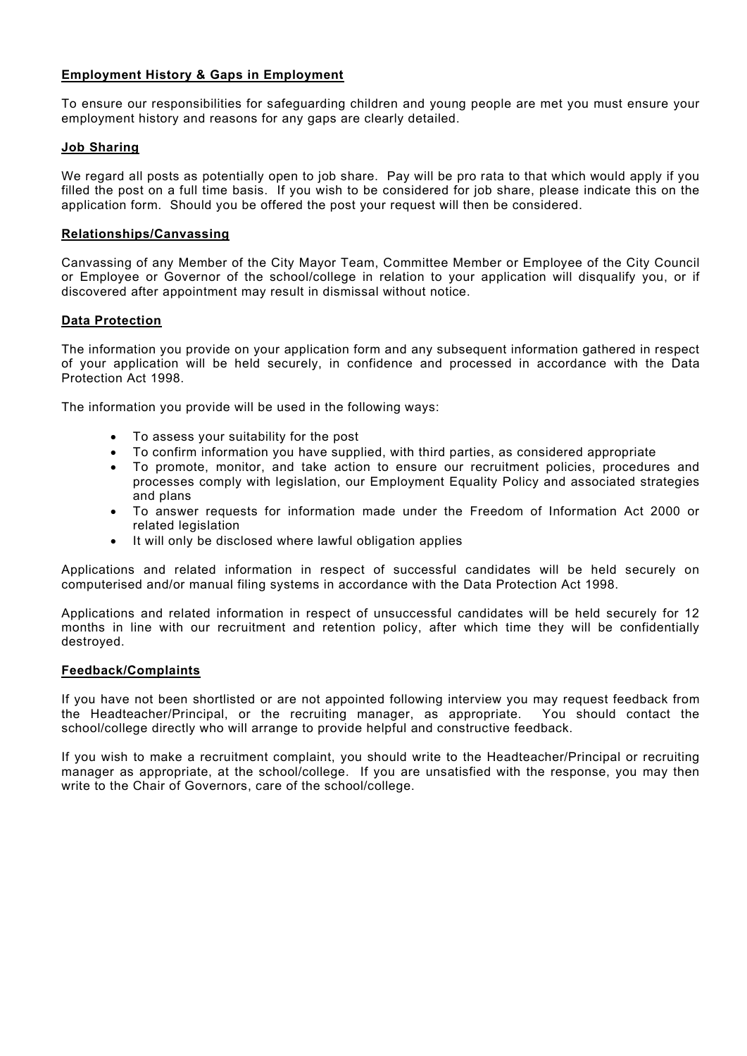**Employment History & Gaps in Employment**

To ensure our responsibilities for safeguarding children and young people are met you must ensure your employment history and reasons for any gaps are clearly detailed.

**Job Sharing**

We regard all posts as potentially open to job share. Pay will be pro rata to that which would apply if you filled the post on a full time basis. If you wish to be considered for job share, please indicate this on the application form. Should you be offered the post your request will then be considered.

**Relationships/Canvassing**

Canvassing of any Member of the City Mayor Team, Committee Member or Employee of the City Council or Employee or Governor of the school/college in relation to your application will disqualify you, or if discovered after appointment may result in dismissal without notice.

**Data Protection**

The information you provide on your application form and any subsequent information gathered in respect of your application will be held securely, in confidence and processed in accordance with the Data Protection Act 1998.

The information you provide will be used in the following ways:

- To assess your suitability for the post
- To confirm information you have supplied, with third parties, as considered appropriate
- To promote, monitor, and take action to ensure our recruitment policies, procedures and processes comply with legislation, our Employment Equality Policy and associated strategies and plans
- To answer requests for information made under the Freedom of Information Act 2000 or related legislation
- It will only be disclosed where lawful obligation applies

Applications and related information in respect of successful candidates will be held securely on computerised and/or manual filing systems in accordance with the Data Protection Act 1998.

Applications and related information in respect of unsuccessful candidates will be held securely for 12 months in line with our recruitment and retention policy, after which time they will be confidentially destroyed.

**Feedback/Complaints**

If you have not been shortlisted or are not appointed following interview you may request feedback from the Headteacher/Principal, or the recruiting manager, as appropriate. You should contact the school/college directly who will arrange to provide helpful and constructive feedback.

If you wish to make a recruitment complaint, you should write to the Headteacher/Principal or recruiting manager as appropriate, at the school/college. If you are unsatisfied with the response, you may then write to the Chair of Governors, care of the school/college.